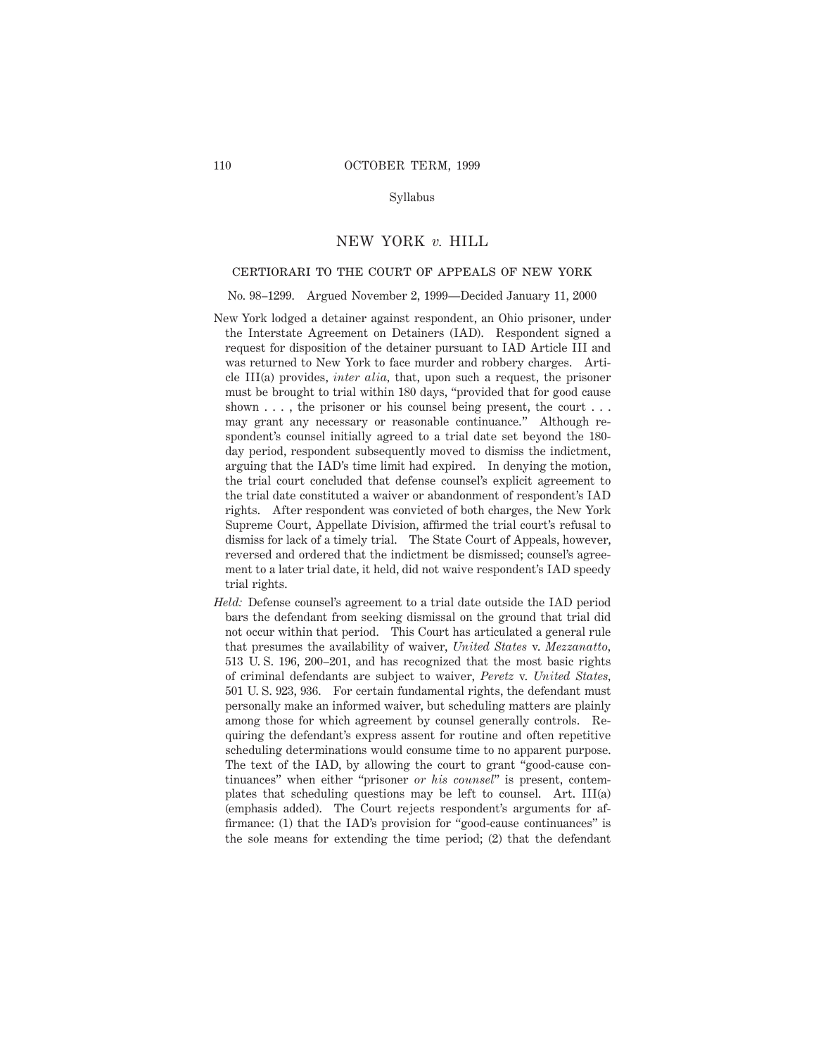Syllabus

# NEW YORK *v.* HILL

## CERTIORARI TO THE COURT OF APPEALS OF NEW YORK

No. 98–1299. Argued November 2, 1999—Decided January 11, 2000

New York lodged a detainer against respondent, an Ohio prisoner, under the Interstate Agreement on Detainers (IAD). Respondent signed a request for disposition of the detainer pursuant to IAD Article III and was returned to New York to face murder and robbery charges. Article III(a) provides, *inter alia,* that, upon such a request, the prisoner must be brought to trial within 180 days, "provided that for good cause shown . . . , the prisoner or his counsel being present, the court . . . may grant any necessary or reasonable continuance." Although respondent's counsel initially agreed to a trial date set beyond the 180-day period, respondent subsequently moved to dismiss the indictment, arguing that the IAD's time limit had expired. In denying the motion, the trial court concluded that defense counsel's explicit agreement to the trial date constituted a waiver or abandonment of respondent's IAD rights. After respondent was convicted of both charges, the New York Supreme Court, Appellate Division, affirmed the trial court's refusal to dismiss for lack of a timely trial. The State Court of Appeals, however, reversed and ordered that the indictment be dismissed; counsel's agreement to a later trial date, it held, did not waive respondent's IAD speedy trial rights.

*Held:* Defense counsel's agreement to a trial date outside the IAD period bars the defendant from seeking dismissal on the ground that trial did not occur within that period. This Court has articulated a general rule that presumes the availability of waiver, *United States* v. *Mezzanatto,* 513 U. S. 196, 200–201, and has recognized that the most basic rights of criminal defendants are subject to waiver, *Peretz* v. *United States,* 501 U. S. 923, 936. For certain fundamental rights, the defendant must personally make an informed waiver, but scheduling matters are plainly among those for which agreement by counsel generally controls. Requiring the defendant's express assent for routine and often repetitive scheduling determinations would consume time to no apparent purpose. The text of the IAD, by allowing the court to grant "good-cause continuances" when either "prisoner *or his counsel*" is present, contemplates that scheduling questions may be left to counsel. Art. III(a) (emphasis added). The Court rejects respondent's arguments for affirmance: (1) that the IAD's provision for "good-cause continuances" is the sole means for extending the time period; (2) that the defendant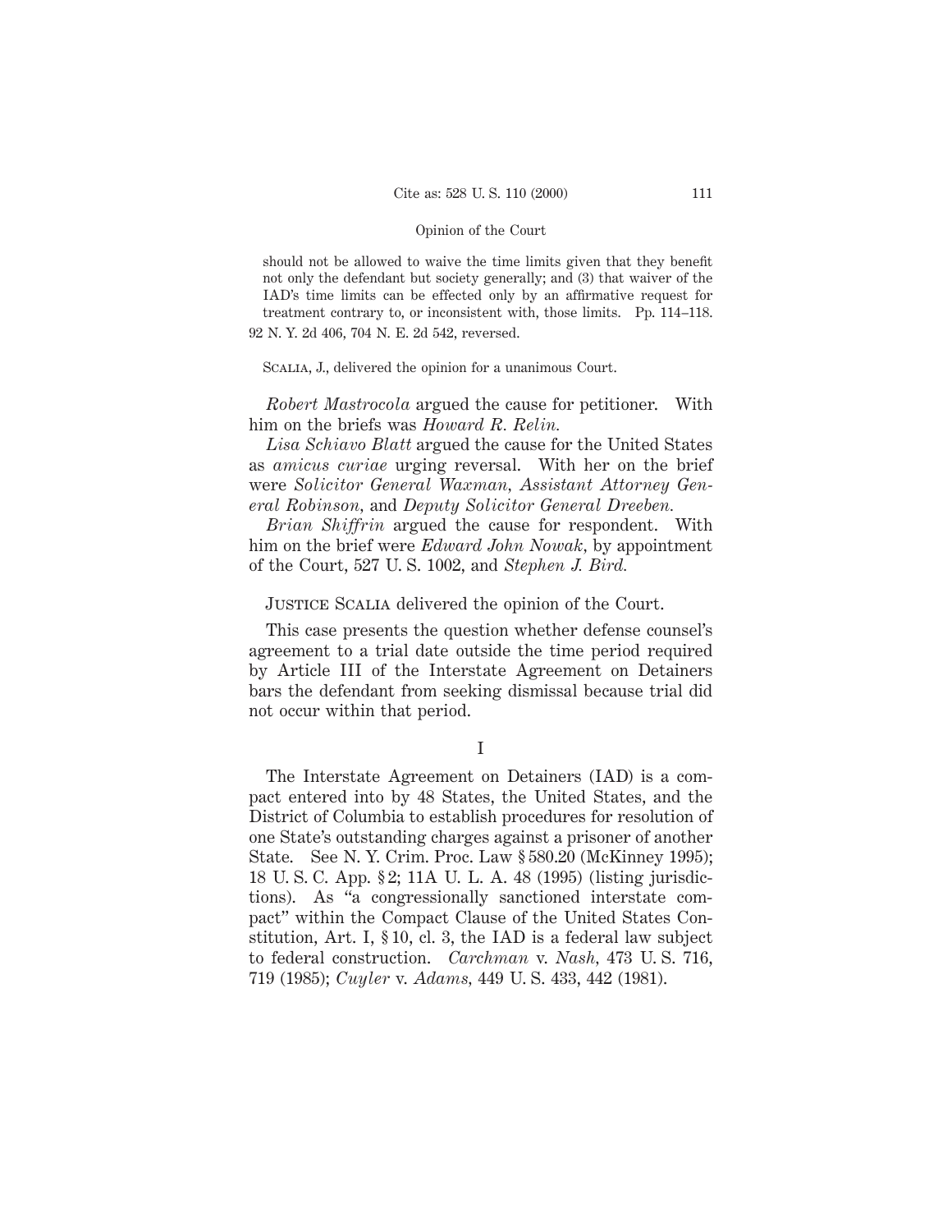should not be allowed to waive the time limits given that they benefit not only the defendant but society generally; and (3) that waiver of the IAD's time limits can be effected only by an affirmative request for treatment contrary to, or inconsistent with, those limits. Pp. 114–118.

92 N. Y. 2d 406, 704 N. E. 2d 542, reversed.

Scalia, J., delivered the opinion for a unanimous Court.

*Robert Mastrocola* argued the cause for petitioner. With him on the briefs was *Howard R. Relin.*

*Lisa Schiavo Blatt* argued the cause for the United States as *amicus curiae* urging reversal. With her on the brief were *Solicitor General Waxman, Assistant Attorney General Robinson,* and *Deputy Solicitor General Dreeben.*

*Brian Shiffrin* argued the cause for respondent. With him on the brief were *Edward John Nowak,* by appointment of the Court, 527 U. S. 1002, and *Stephen J. Bird.*

Justice Scalia delivered the opinion of the Court.

This case presents the question whether defense counsel's agreement to a trial date outside the time period required by Article III of the Interstate Agreement on Detainers bars the defendant from seeking dismissal because trial did not occur within that period.

## I

The Interstate Agreement on Detainers (IAD) is a compact entered into by 48 States, the United States, and the District of Columbia to establish procedures for resolution of one State's outstanding charges against a prisoner of another State. See N. Y. Crim. Proc. Law § 580.20 (McKinney 1995); 18 U. S. C. App. § 2; 11A U. L. A. 48 (1995) (listing jurisdictions). As "a congressionally sanctioned interstate compact" within the Compact Clause of the United States Constitution, Art. I, § 10, cl. 3, the IAD is a federal law subject to federal construction. *Carchman* v. *Nash*, 473 U. S. 716, 719 (1985); *Cuyler* v. *Adams*, 449 U. S. 433, 442 (1981).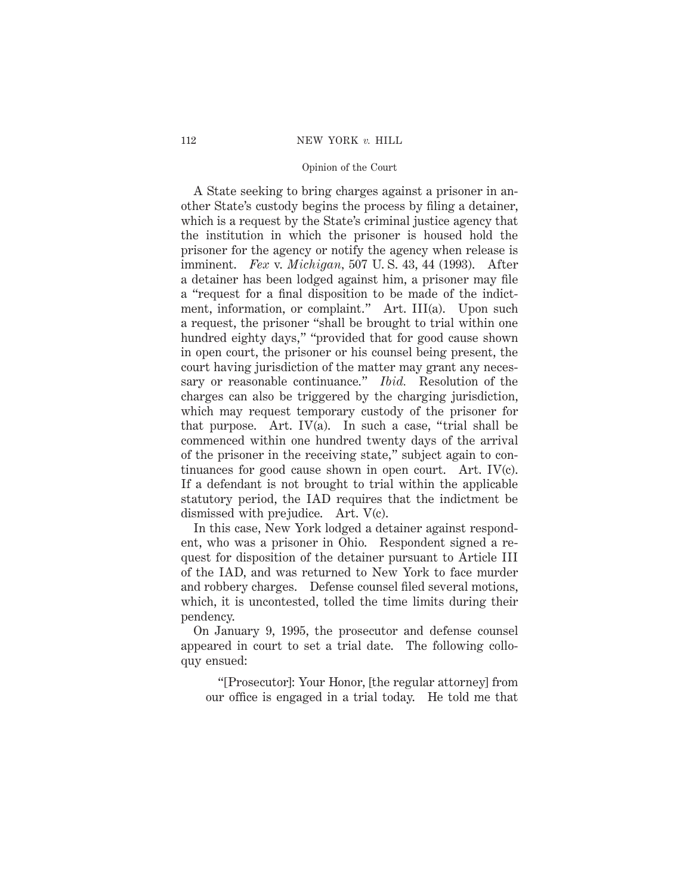A State seeking to bring charges against a prisoner in another State's custody begins the process by filing a detainer, which is a request by the State's criminal justice agency that the institution in which the prisoner is housed hold the prisoner for the agency or notify the agency when release is imminent. *Fex* v. *Michigan*, 507 U. S. 43, 44 (1993). After a detainer has been lodged against him, a prisoner may file a "request for a final disposition to be made of the indictment, information, or complaint." Art. III(a). Upon such a request, the prisoner "shall be brought to trial within one hundred eighty days," "provided that for good cause shown in open court, the prisoner or his counsel being present, the court having jurisdiction of the matter may grant any necessary or reasonable continuance." *Ibid.* Resolution of the charges can also be triggered by the charging jurisdiction, which may request temporary custody of the prisoner for that purpose. Art. IV(a). In such a case, "trial shall be commenced within one hundred twenty days of the arrival of the prisoner in the receiving state," subject again to continuances for good cause shown in open court. Art. IV(c). If a defendant is not brought to trial within the applicable statutory period, the IAD requires that the indictment be dismissed with prejudice. Art. V(c).

In this case, New York lodged a detainer against respondent, who was a prisoner in Ohio. Respondent signed a request for disposition of the detainer pursuant to Article III of the IAD, and was returned to New York to face murder and robbery charges. Defense counsel filed several motions, which, it is uncontested, tolled the time limits during their pendency.

On January 9, 1995, the prosecutor and defense counsel appeared in court to set a trial date. The following colloquy ensued:

> "[Prosecutor]: Your Honor, [the regular attorney] from our office is engaged in a trial today. He told me that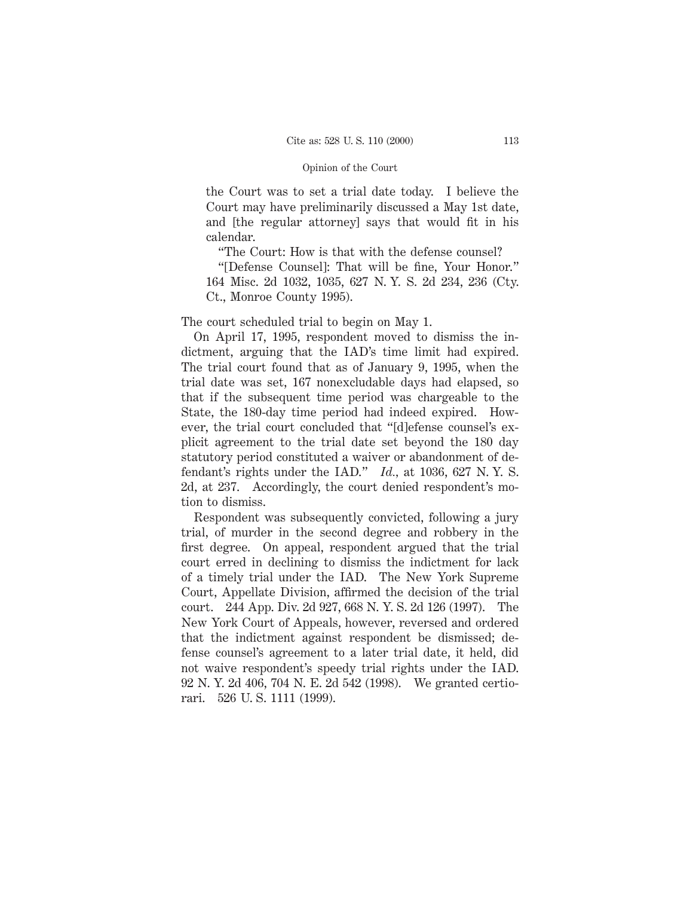the Court was to set a trial date today. I believe the Court may have preliminarily discussed a May 1st date, and [the regular attorney] says that would fit in his calendar.

"The Court: How is that with the defense counsel?

"[Defense Counsel]: That will be fine, Your Honor." 164 Misc. 2d 1032, 1035, 627 N. Y. S. 2d 234, 236 (Cty. Ct., Monroe County 1995).

The court scheduled trial to begin on May 1.

On April 17, 1995, respondent moved to dismiss the indictment, arguing that the IAD's time limit had expired. The trial court found that as of January 9, 1995, when the trial date was set, 167 nonexcludable days had elapsed, so that if the subsequent time period was chargeable to the State, the 180-day time period had indeed expired. However, the trial court concluded that "[d]efense counsel's explicit agreement to the trial date set beyond the 180 day statutory period constituted a waiver or abandonment of defendant's rights under the IAD." *Id.*, at 1036, 627 N. Y. S. 2d, at 237. Accordingly, the court denied respondent's motion to dismiss.

Respondent was subsequently convicted, following a jury trial, of murder in the second degree and robbery in the first degree. On appeal, respondent argued that the trial court erred in declining to dismiss the indictment for lack of a timely trial under the IAD. The New York Supreme Court, Appellate Division, affirmed the decision of the trial court. 244 App. Div. 2d 927, 668 N. Y. S. 2d 126 (1997). The New York Court of Appeals, however, reversed and ordered that the indictment against respondent be dismissed; defense counsel's agreement to a later trial date, it held, did not waive respondent's speedy trial rights under the IAD. 92 N. Y. 2d 406, 704 N. E. 2d 542 (1998). We granted certiorari. 526 U. S. 1111 (1999).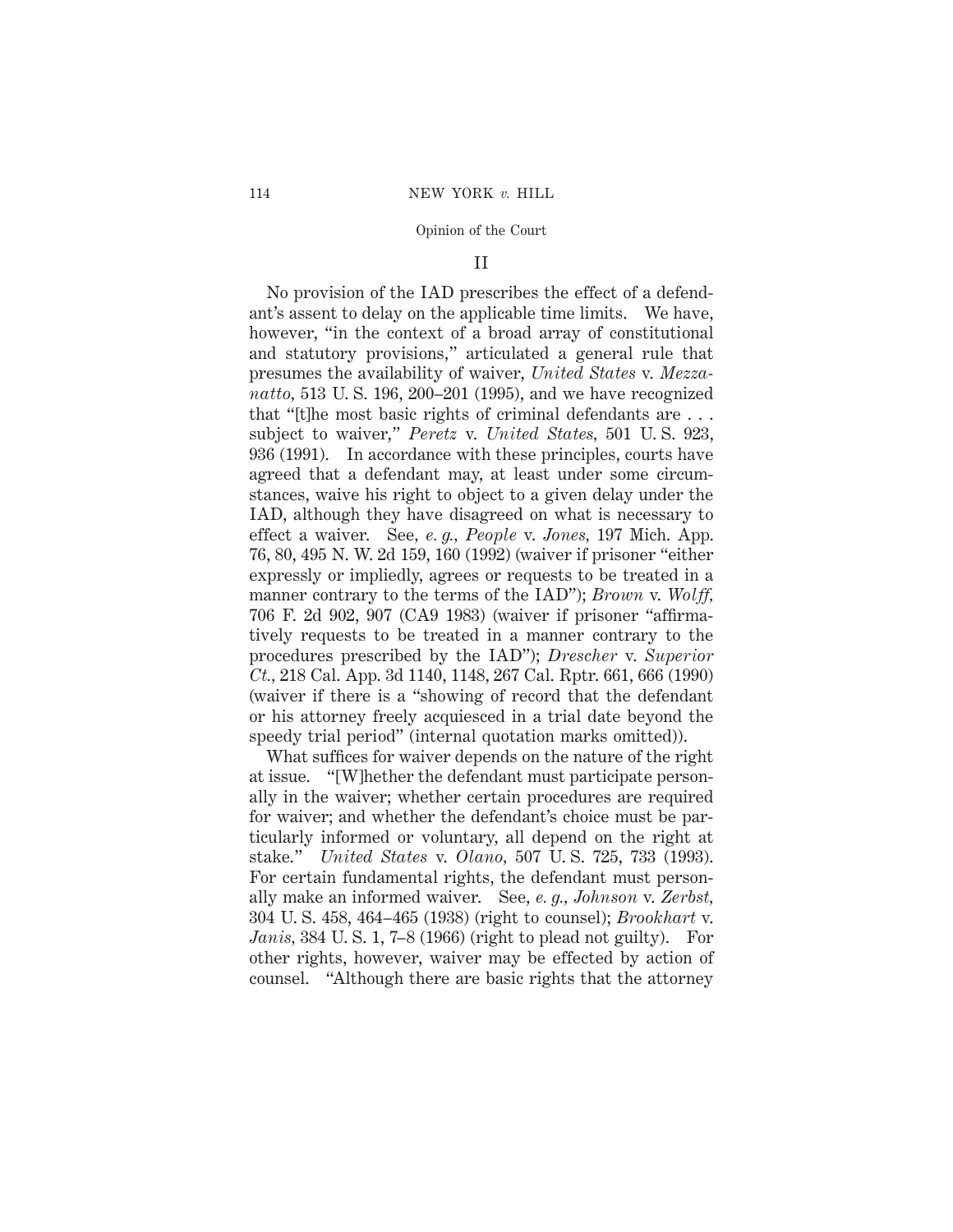## II

No provision of the IAD prescribes the effect of a defendant's assent to delay on the applicable time limits. We have, however, "in the context of a broad array of constitutional and statutory provisions," articulated a general rule that presumes the availability of waiver, *United States* v. *Mezzanatto*, 513 U. S. 196, 200–201 (1995), and we have recognized that "[t]he most basic rights of criminal defendants are . . . subject to waiver," *Peretz* v. *United States*, 501 U. S. 923, 936 (1991). In accordance with these principles, courts have agreed that a defendant may, at least under some circumstances, waive his right to object to a given delay under the IAD, although they have disagreed on what is necessary to effect a waiver. See, *e. g.*, *People* v. *Jones*, 197 Mich. App. 76, 80, 495 N. W. 2d 159, 160 (1992) (waiver if prisoner "either expressly or impliedly, agrees or requests to be treated in a manner contrary to the terms of the IAD"); *Brown* v. *Wolff*, 706 F. 2d 902, 907 (CA9 1983) (waiver if prisoner "affirmatively requests to be treated in a manner contrary to the procedures prescribed by the IAD"); *Drescher* v. *Superior Ct.*, 218 Cal. App. 3d 1140, 1148, 267 Cal. Rptr. 661, 666 (1990) (waiver if there is a "showing of record that the defendant or his attorney freely acquiesced in a trial date beyond the speedy trial period" (internal quotation marks omitted)).

What suffices for waiver depends on the nature of the right at issue. "[W]hether the defendant must participate personally in the waiver; whether certain procedures are required for waiver; and whether the defendant's choice must be particularly informed or voluntary, all depend on the right at stake." *United States* v. *Olano*, 507 U. S. 725, 733 (1993). For certain fundamental rights, the defendant must personally make an informed waiver. See, *e. g.*, *Johnson* v. *Zerbst*, 304 U. S. 458, 464–465 (1938) (right to counsel); *Brookhart* v. *Janis*, 384 U. S. 1, 7–8 (1966) (right to plead not guilty). For other rights, however, waiver may be effected by action of counsel. "Although there are basic rights that the attorney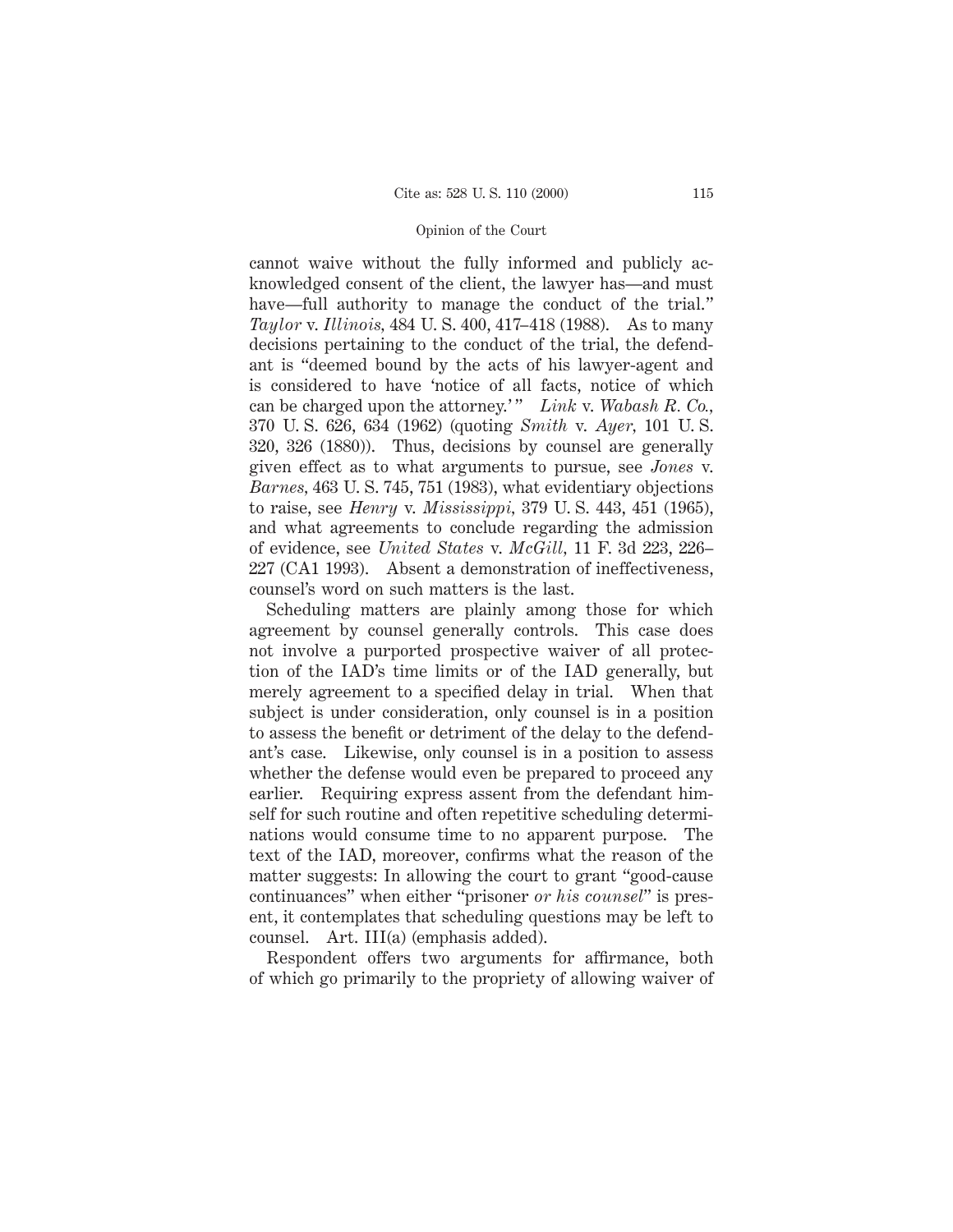cannot waive without the fully informed and publicly acknowledged consent of the client, the lawyer has—and must have—full authority to manage the conduct of the trial." *Taylor* v. *Illinois,* 484 U. S. 400, 417–418 (1988). As to many decisions pertaining to the conduct of the trial, the defendant is "deemed bound by the acts of his lawyer-agent and is considered to have 'notice of all facts, notice of which can be charged upon the attorney.'" *Link* v. *Wabash R. Co.,* 370 U. S. 626, 634 (1962) (quoting *Smith* v. *Ayer,* 101 U. S. 320, 326 (1880)). Thus, decisions by counsel are generally given effect as to what arguments to pursue, see *Jones* v. *Barnes,* 463 U. S. 745, 751 (1983), what evidentiary objections to raise, see *Henry* v. *Mississippi,* 379 U. S. 443, 451 (1965), and what agreements to conclude regarding the admission of evidence, see *United States* v. *McGill,* 11 F. 3d 223, 226–227 (CA1 1993). Absent a demonstration of ineffectiveness, counsel's word on such matters is the last.

Scheduling matters are plainly among those for which agreement by counsel generally controls. This case does not involve a purported prospective waiver of all protection of the IAD's time limits or of the IAD generally, but merely agreement to a specified delay in trial. When that subject is under consideration, only counsel is in a position to assess the benefit or detriment of the delay to the defendant's case. Likewise, only counsel is in a position to assess whether the defense would even be prepared to proceed any earlier. Requiring express assent from the defendant himself for such routine and often repetitive scheduling determinations would consume time to no apparent purpose. The text of the IAD, moreover, confirms what the reason of the matter suggests: In allowing the court to grant "good-cause continuances" when either "prisoner *or his counsel*" is present, it contemplates that scheduling questions may be left to counsel. Art. III(a) (emphasis added).

Respondent offers two arguments for affirmance, both of which go primarily to the propriety of allowing waiver of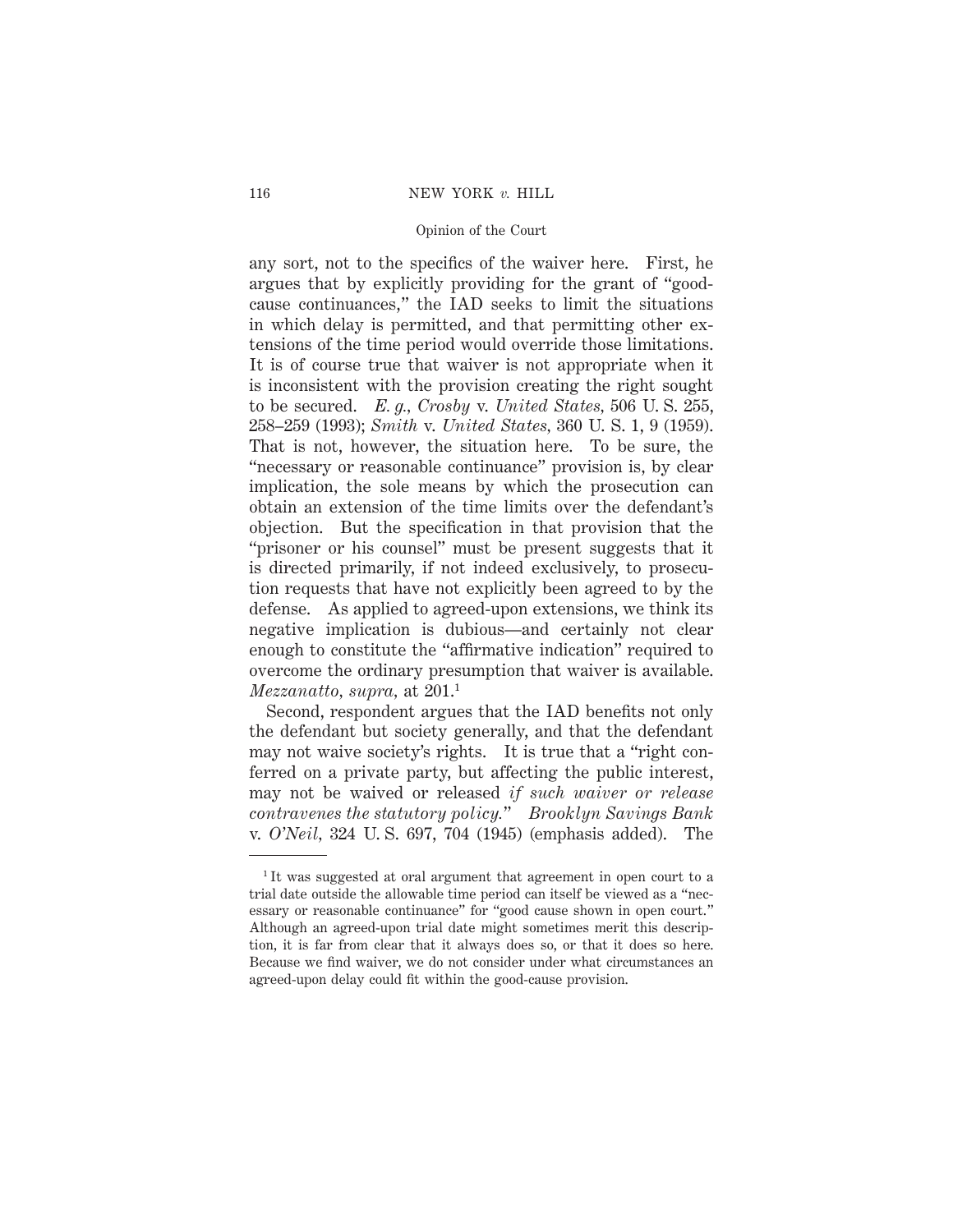any sort, not to the specifics of the waiver here. First, he argues that by explicitly providing for the grant of "good-cause continuances," the IAD seeks to limit the situations in which delay is permitted, and that permitting other extensions of the time period would override those limitations. It is of course true that waiver is not appropriate when it is inconsistent with the provision creating the right sought to be secured. *E. g., Crosby* v. *United States*, 506 U. S. 255, 258–259 (1993); *Smith* v. *United States*, 360 U. S. 1, 9 (1959). That is not, however, the situation here. To be sure, the "necessary or reasonable continuance" provision is, by clear implication, the sole means by which the prosecution can obtain an extension of the time limits over the defendant's objection. But the specification in that provision that the "prisoner or his counsel" must be present suggests that it is directed primarily, if not indeed exclusively, to prosecution requests that have not explicitly been agreed to by the defense. As applied to agreed-upon extensions, we think its negative implication is dubious—and certainly not clear enough to constitute the "affirmative indication" required to overcome the ordinary presumption that waiver is available. *Mezzanatto, supra*, at 201.[1]

Second, respondent argues that the IAD benefits not only the defendant but society generally, and that the defendant may not waive society's rights. It is true that a "right conferred on a private party, but affecting the public interest, may not be waived or released *if such waiver or release contravenes the statutory policy.*" *Brooklyn Savings Bank* v. *O'Neil*, 324 U. S. 697, 704 (1945) (emphasis added). The

---

[1] It was suggested at oral argument that agreement in open court to a trial date outside the allowable time period can itself be viewed as a "necessary or reasonable continuance" for "good cause shown in open court." Although an agreed-upon trial date might sometimes merit this description, it is far from clear that it always does so, or that it does so here. Because we find waiver, we do not consider under what circumstances an agreed-upon delay could fit within the good-cause provision.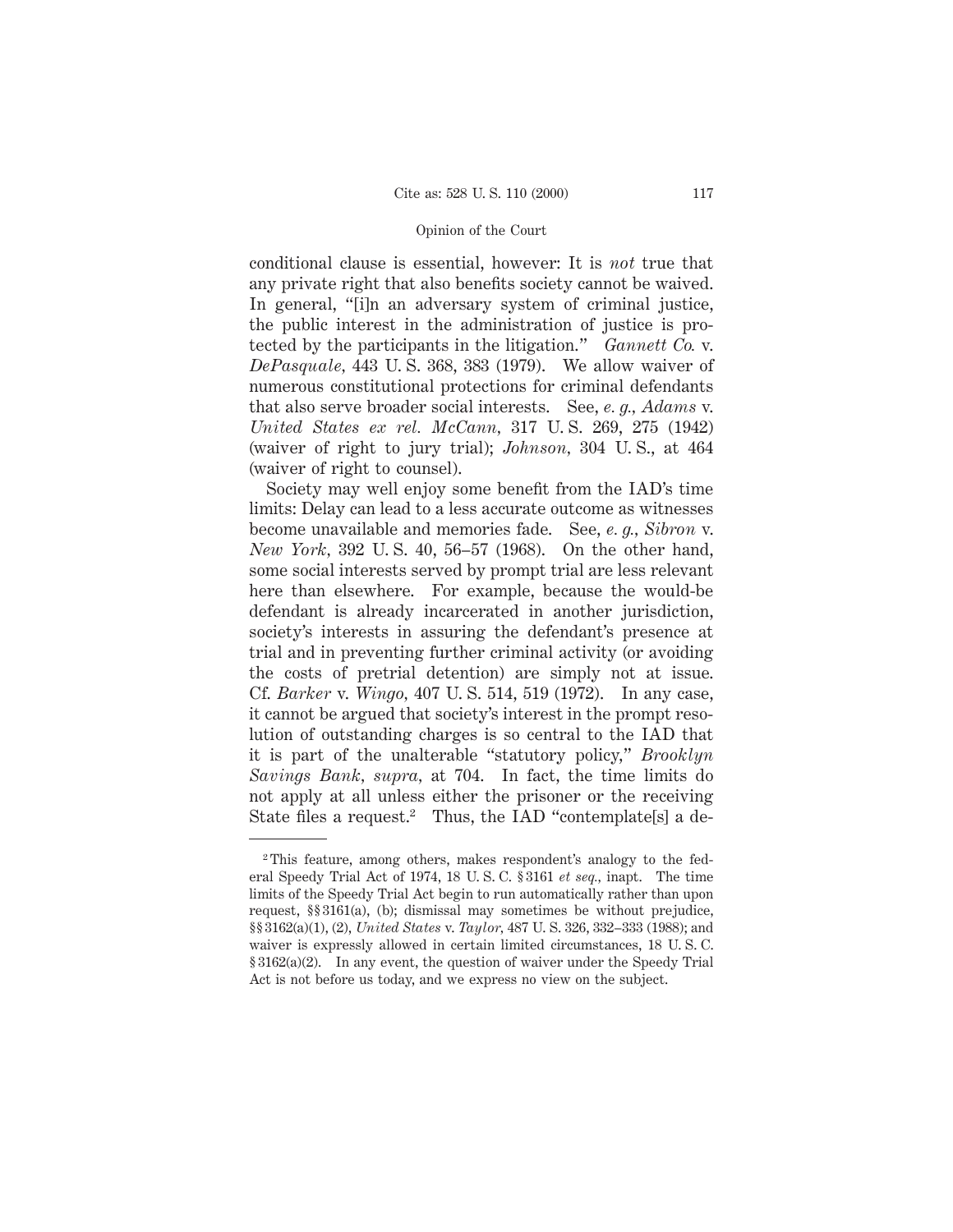conditional clause is essential, however: It is *not* true that any private right that also benefits society cannot be waived. In general, "[i]n an adversary system of criminal justice, the public interest in the administration of justice is protected by the participants in the litigation." *Gannett Co.* v. *DePasquale*, 443 U. S. 368, 383 (1979). We allow waiver of numerous constitutional protections for criminal defendants that also serve broader social interests. See, *e. g., Adams* v. *United States ex rel. McCann*, 317 U. S. 269, 275 (1942) (waiver of right to jury trial); *Johnson*, 304 U. S., at 464 (waiver of right to counsel).

Society may well enjoy some benefit from the IAD's time limits: Delay can lead to a less accurate outcome as witnesses become unavailable and memories fade. See, *e. g., Sibron* v. *New York*, 392 U. S. 40, 56–57 (1968). On the other hand, some social interests served by prompt trial are less relevant here than elsewhere. For example, because the would-be defendant is already incarcerated in another jurisdiction, society's interests in assuring the defendant's presence at trial and in preventing further criminal activity (or avoiding the costs of pretrial detention) are simply not at issue. Cf. *Barker* v. *Wingo*, 407 U. S. 514, 519 (1972). In any case, it cannot be argued that society's interest in the prompt resolution of outstanding charges is so central to the IAD that it is part of the unalterable "statutory policy," *Brooklyn Savings Bank, supra*, at 704. In fact, the time limits do not apply at all unless either the prisoner or the receiving State files a request.[2] Thus, the IAD "contemplate[s] a de-

---

[2] This feature, among others, makes respondent's analogy to the federal Speedy Trial Act of 1974, 18 U. S. C. § 3161 *et seq.*, inapt. The time limits of the Speedy Trial Act begin to run automatically rather than upon request, §§ 3161(a), (b); dismissal may sometimes be without prejudice, §§ 3162(a)(1), (2), *United States* v. *Taylor*, 487 U. S. 326, 332–333 (1988); and waiver is expressly allowed in certain limited circumstances, 18 U. S. C. § 3162(a)(2). In any event, the question of waiver under the Speedy Trial Act is not before us today, and we express no view on the subject.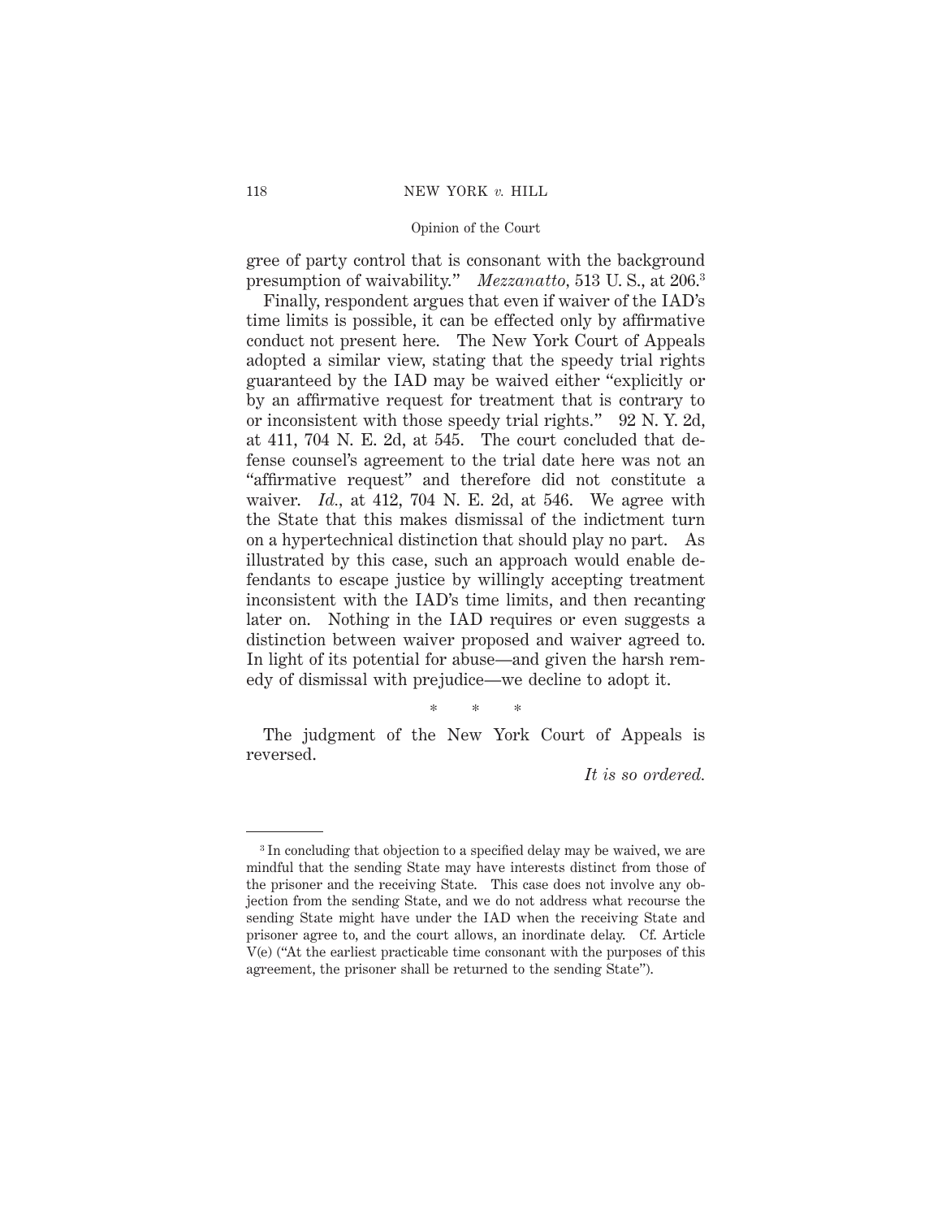gree of party control that is consonant with the background presumption of waivability." *Mezzanatto*, 513 U. S., at 206.[3]

Finally, respondent argues that even if waiver of the IAD's time limits is possible, it can be effected only by affirmative conduct not present here. The New York Court of Appeals adopted a similar view, stating that the speedy trial rights guaranteed by the IAD may be waived either "explicitly or by an affirmative request for treatment that is contrary to or inconsistent with those speedy trial rights." 92 N. Y. 2d, at 411, 704 N. E. 2d, at 545. The court concluded that defense counsel's agreement to the trial date here was not an "affirmative request" and therefore did not constitute a waiver. *Id.*, at 412, 704 N. E. 2d, at 546. We agree with the State that this makes dismissal of the indictment turn on a hypertechnical distinction that should play no part. As illustrated by this case, such an approach would enable defendants to escape justice by willingly accepting treatment inconsistent with the IAD's time limits, and then recanting later on. Nothing in the IAD requires or even suggests a distinction between waiver proposed and waiver agreed to. In light of its potential for abuse—and given the harsh remedy of dismissal with prejudice—we decline to adopt it.

\* \* \*

The judgment of the New York Court of Appeals is reversed.

*It is so ordered.*

---

[3] In concluding that objection to a specified delay may be waived, we are mindful that the sending State may have interests distinct from those of the prisoner and the receiving State. This case does not involve any objection from the sending State, and we do not address what recourse the sending State might have under the IAD when the receiving State and prisoner agree to, and the court allows, an inordinate delay. Cf. Article V(e) ("At the earliest practicable time consonant with the purposes of this agreement, the prisoner shall be returned to the sending State").